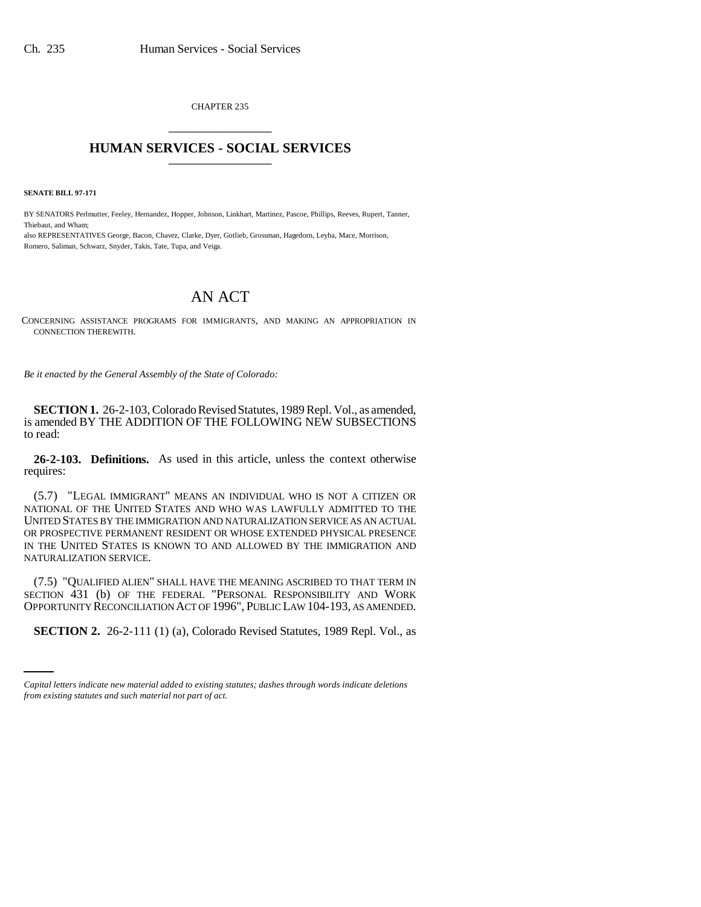CHAPTER 235

# HUMAN SERVICES - SOCIAL SERVICES

**SENATE BILL 97-171**

BY SENATORS Perlmutter, Feeley, Hernandez, Hopper, Johnson, Linkhart, Martinez, Pascoe, Phillips, Reeves, Rupert, Tanner, Thiebaut, and Wham;
also REPRESENTATIVES George, Bacon, Chavez, Clarke, Dyer, Gotlieb, Grossman, Hagedorn, Leyba, Mace, Morrison, Romero, Saliman, Schwarz, Snyder, Takis, Tate, Tupa, and Veiga.

# AN ACT

CONCERNING ASSISTANCE PROGRAMS FOR IMMIGRANTS, AND MAKING AN APPROPRIATION IN CONNECTION THEREWITH.

*Be it enacted by the General Assembly of the State of Colorado:*

**SECTION 1.** 26-2-103, Colorado Revised Statutes, 1989 Repl. Vol., as amended, is amended BY THE ADDITION OF THE FOLLOWING NEW SUBSECTIONS to read:

**26-2-103. Definitions.** As used in this article, unless the context otherwise requires:

(5.7) "LEGAL IMMIGRANT" MEANS AN INDIVIDUAL WHO IS NOT A CITIZEN OR NATIONAL OF THE UNITED STATES AND WHO WAS LAWFULLY ADMITTED TO THE UNITED STATES BY THE IMMIGRATION AND NATURALIZATION SERVICE AS AN ACTUAL OR PROSPECTIVE PERMANENT RESIDENT OR WHOSE EXTENDED PHYSICAL PRESENCE IN THE UNITED STATES IS KNOWN TO AND ALLOWED BY THE IMMIGRATION AND NATURALIZATION SERVICE.

(7.5) "QUALIFIED ALIEN" SHALL HAVE THE MEANING ASCRIBED TO THAT TERM IN SECTION 431 (b) OF THE FEDERAL "PERSONAL RESPONSIBILITY AND WORK OPPORTUNITY RECONCILIATION ACT OF 1996", PUBLIC LAW 104-193, AS AMENDED.

**SECTION 2.** 26-2-111 (1) (a), Colorado Revised Statutes, 1989 Repl. Vol., as

*Capital letters indicate new material added to existing statutes; dashes through words indicate deletions from existing statutes and such material not part of act.*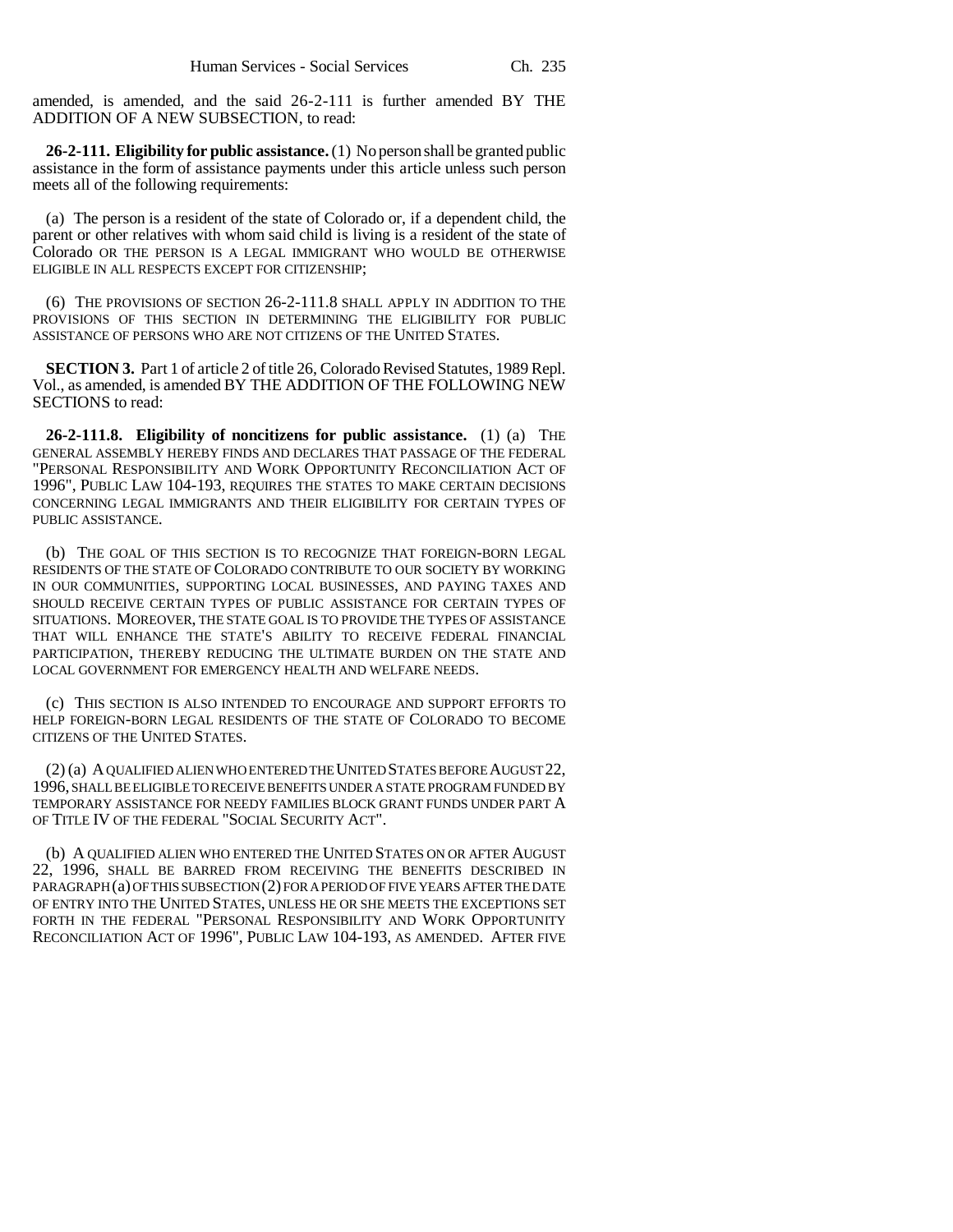amended, is amended, and the said 26-2-111 is further amended BY THE ADDITION OF A NEW SUBSECTION, to read:

**26-2-111. Eligibility for public assistance.** (1) No person shall be granted public assistance in the form of assistance payments under this article unless such person meets all of the following requirements:

(a) The person is a resident of the state of Colorado or, if a dependent child, the parent or other relatives with whom said child is living is a resident of the state of Colorado OR THE PERSON IS A LEGAL IMMIGRANT WHO WOULD BE OTHERWISE ELIGIBLE IN ALL RESPECTS EXCEPT FOR CITIZENSHIP;

(6) THE PROVISIONS OF SECTION 26-2-111.8 SHALL APPLY IN ADDITION TO THE PROVISIONS OF THIS SECTION IN DETERMINING THE ELIGIBILITY FOR PUBLIC ASSISTANCE OF PERSONS WHO ARE NOT CITIZENS OF THE UNITED STATES.

**SECTION 3.** Part 1 of article 2 of title 26, Colorado Revised Statutes, 1989 Repl. Vol., as amended, is amended BY THE ADDITION OF THE FOLLOWING NEW SECTIONS to read:

**26-2-111.8. Eligibility of noncitizens for public assistance.** (1) (a) THE GENERAL ASSEMBLY HEREBY FINDS AND DECLARES THAT PASSAGE OF THE FEDERAL "PERSONAL RESPONSIBILITY AND WORK OPPORTUNITY RECONCILIATION ACT OF 1996", PUBLIC LAW 104-193, REQUIRES THE STATES TO MAKE CERTAIN DECISIONS CONCERNING LEGAL IMMIGRANTS AND THEIR ELIGIBILITY FOR CERTAIN TYPES OF PUBLIC ASSISTANCE.

(b) THE GOAL OF THIS SECTION IS TO RECOGNIZE THAT FOREIGN-BORN LEGAL RESIDENTS OF THE STATE OF COLORADO CONTRIBUTE TO OUR SOCIETY BY WORKING IN OUR COMMUNITIES, SUPPORTING LOCAL BUSINESSES, AND PAYING TAXES AND SHOULD RECEIVE CERTAIN TYPES OF PUBLIC ASSISTANCE FOR CERTAIN TYPES OF SITUATIONS. MOREOVER, THE STATE GOAL IS TO PROVIDE THE TYPES OF ASSISTANCE THAT WILL ENHANCE THE STATE'S ABILITY TO RECEIVE FEDERAL FINANCIAL PARTICIPATION, THEREBY REDUCING THE ULTIMATE BURDEN ON THE STATE AND LOCAL GOVERNMENT FOR EMERGENCY HEALTH AND WELFARE NEEDS.

(c) THIS SECTION IS ALSO INTENDED TO ENCOURAGE AND SUPPORT EFFORTS TO HELP FOREIGN-BORN LEGAL RESIDENTS OF THE STATE OF COLORADO TO BECOME CITIZENS OF THE UNITED STATES.

(2) (a) A QUALIFIED ALIEN WHO ENTERED THE UNITED STATES BEFORE AUGUST 22, 1996, SHALL BE ELIGIBLE TO RECEIVE BENEFITS UNDER A STATE PROGRAM FUNDED BY TEMPORARY ASSISTANCE FOR NEEDY FAMILIES BLOCK GRANT FUNDS UNDER PART A OF TITLE IV OF THE FEDERAL "SOCIAL SECURITY ACT".

(b) A QUALIFIED ALIEN WHO ENTERED THE UNITED STATES ON OR AFTER AUGUST 22, 1996, SHALL BE BARRED FROM RECEIVING THE BENEFITS DESCRIBED IN PARAGRAPH (a) OF THIS SUBSECTION (2) FOR A PERIOD OF FIVE YEARS AFTER THE DATE OF ENTRY INTO THE UNITED STATES, UNLESS HE OR SHE MEETS THE EXCEPTIONS SET FORTH IN THE FEDERAL "PERSONAL RESPONSIBILITY AND WORK OPPORTUNITY RECONCILIATION ACT OF 1996", PUBLIC LAW 104-193, AS AMENDED. AFTER FIVE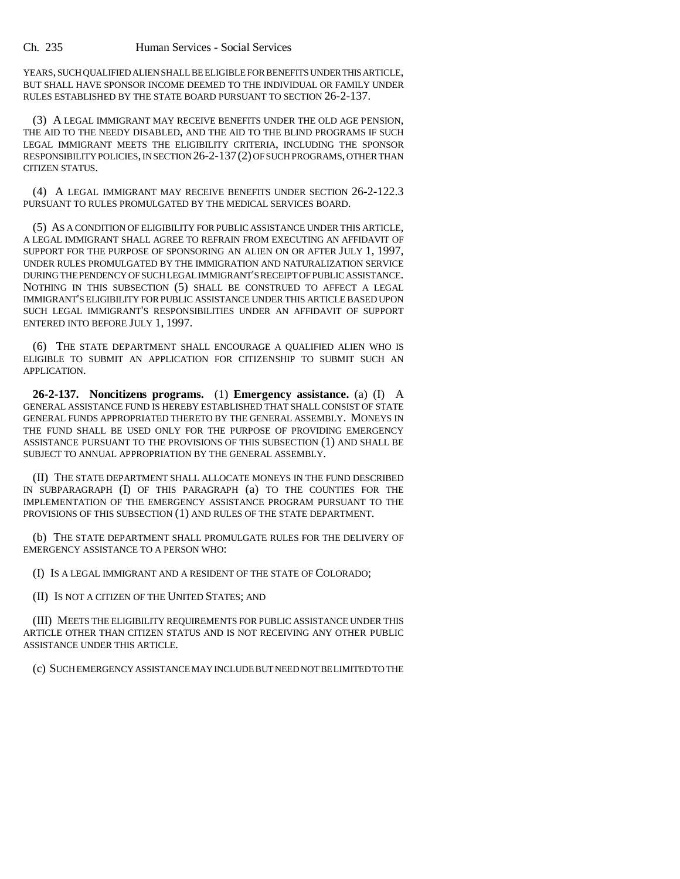YEARS, SUCH QUALIFIED ALIEN SHALL BE ELIGIBLE FOR BENEFITS UNDER THIS ARTICLE, BUT SHALL HAVE SPONSOR INCOME DEEMED TO THE INDIVIDUAL OR FAMILY UNDER RULES ESTABLISHED BY THE STATE BOARD PURSUANT TO SECTION 26-2-137.

(3) A LEGAL IMMIGRANT MAY RECEIVE BENEFITS UNDER THE OLD AGE PENSION, THE AID TO THE NEEDY DISABLED, AND THE AID TO THE BLIND PROGRAMS IF SUCH LEGAL IMMIGRANT MEETS THE ELIGIBILITY CRITERIA, INCLUDING THE SPONSOR RESPONSIBILITY POLICIES, IN SECTION 26-2-137 (2) OF SUCH PROGRAMS, OTHER THAN CITIZEN STATUS.

(4) A LEGAL IMMIGRANT MAY RECEIVE BENEFITS UNDER SECTION 26-2-122.3 PURSUANT TO RULES PROMULGATED BY THE MEDICAL SERVICES BOARD.

(5) AS A CONDITION OF ELIGIBILITY FOR PUBLIC ASSISTANCE UNDER THIS ARTICLE, A LEGAL IMMIGRANT SHALL AGREE TO REFRAIN FROM EXECUTING AN AFFIDAVIT OF SUPPORT FOR THE PURPOSE OF SPONSORING AN ALIEN ON OR AFTER JULY 1, 1997, UNDER RULES PROMULGATED BY THE IMMIGRATION AND NATURALIZATION SERVICE DURING THE PENDENCY OF SUCH LEGAL IMMIGRANT'S RECEIPT OF PUBLIC ASSISTANCE. NOTHING IN THIS SUBSECTION (5) SHALL BE CONSTRUED TO AFFECT A LEGAL IMMIGRANT'S ELIGIBILITY FOR PUBLIC ASSISTANCE UNDER THIS ARTICLE BASED UPON SUCH LEGAL IMMIGRANT'S RESPONSIBILITIES UNDER AN AFFIDAVIT OF SUPPORT ENTERED INTO BEFORE JULY 1, 1997.

(6) THE STATE DEPARTMENT SHALL ENCOURAGE A QUALIFIED ALIEN WHO IS ELIGIBLE TO SUBMIT AN APPLICATION FOR CITIZENSHIP TO SUBMIT SUCH AN APPLICATION.

**26-2-137. Noncitizens programs.** (1) **Emergency assistance.** (a) (I) A GENERAL ASSISTANCE FUND IS HEREBY ESTABLISHED THAT SHALL CONSIST OF STATE GENERAL FUNDS APPROPRIATED THERETO BY THE GENERAL ASSEMBLY. MONEYS IN THE FUND SHALL BE USED ONLY FOR THE PURPOSE OF PROVIDING EMERGENCY ASSISTANCE PURSUANT TO THE PROVISIONS OF THIS SUBSECTION (1) AND SHALL BE SUBJECT TO ANNUAL APPROPRIATION BY THE GENERAL ASSEMBLY.

(II) THE STATE DEPARTMENT SHALL ALLOCATE MONEYS IN THE FUND DESCRIBED IN SUBPARAGRAPH (I) OF THIS PARAGRAPH (a) TO THE COUNTIES FOR THE IMPLEMENTATION OF THE EMERGENCY ASSISTANCE PROGRAM PURSUANT TO THE PROVISIONS OF THIS SUBSECTION (1) AND RULES OF THE STATE DEPARTMENT.

(b) THE STATE DEPARTMENT SHALL PROMULGATE RULES FOR THE DELIVERY OF EMERGENCY ASSISTANCE TO A PERSON WHO:

(I) IS A LEGAL IMMIGRANT AND A RESIDENT OF THE STATE OF COLORADO;

(II) IS NOT A CITIZEN OF THE UNITED STATES; AND

(III) MEETS THE ELIGIBILITY REQUIREMENTS FOR PUBLIC ASSISTANCE UNDER THIS ARTICLE OTHER THAN CITIZEN STATUS AND IS NOT RECEIVING ANY OTHER PUBLIC ASSISTANCE UNDER THIS ARTICLE.

(c) SUCH EMERGENCY ASSISTANCE MAY INCLUDE BUT NEED NOT BE LIMITED TO THE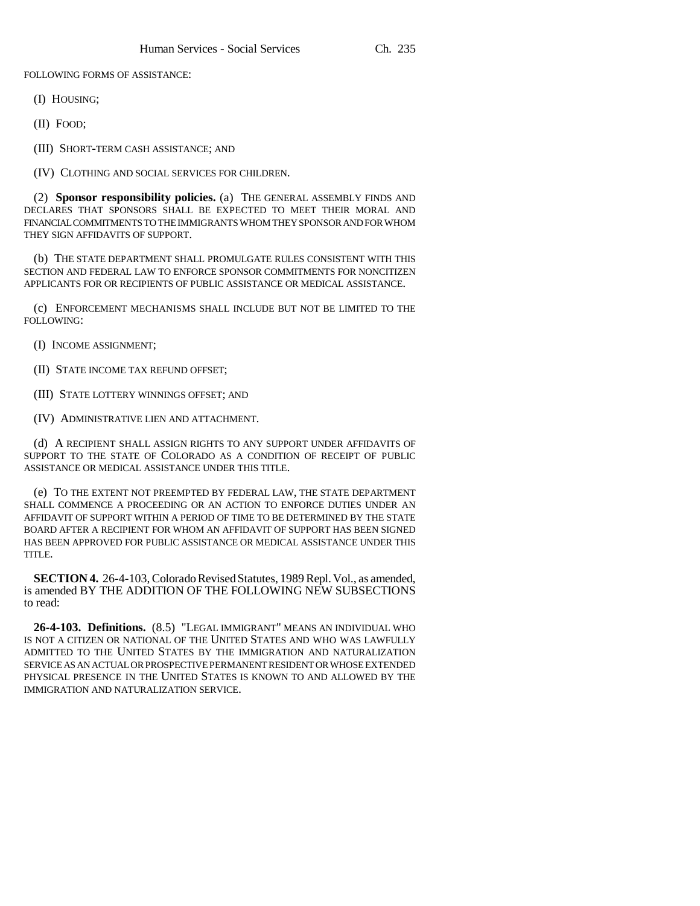FOLLOWING FORMS OF ASSISTANCE:

(I) HOUSING;

(II) FOOD;

(III) SHORT-TERM CASH ASSISTANCE; AND

(IV) CLOTHING AND SOCIAL SERVICES FOR CHILDREN.

(2) **Sponsor responsibility policies.** (a) THE GENERAL ASSEMBLY FINDS AND DECLARES THAT SPONSORS SHALL BE EXPECTED TO MEET THEIR MORAL AND FINANCIAL COMMITMENTS TO THE IMMIGRANTS WHOM THEY SPONSOR AND FOR WHOM THEY SIGN AFFIDAVITS OF SUPPORT.

(b) THE STATE DEPARTMENT SHALL PROMULGATE RULES CONSISTENT WITH THIS SECTION AND FEDERAL LAW TO ENFORCE SPONSOR COMMITMENTS FOR NONCITIZEN APPLICANTS FOR OR RECIPIENTS OF PUBLIC ASSISTANCE OR MEDICAL ASSISTANCE.

(c) ENFORCEMENT MECHANISMS SHALL INCLUDE BUT NOT BE LIMITED TO THE FOLLOWING:

(I) INCOME ASSIGNMENT;

(II) STATE INCOME TAX REFUND OFFSET;

(III) STATE LOTTERY WINNINGS OFFSET; AND

(IV) ADMINISTRATIVE LIEN AND ATTACHMENT.

(d) A RECIPIENT SHALL ASSIGN RIGHTS TO ANY SUPPORT UNDER AFFIDAVITS OF SUPPORT TO THE STATE OF COLORADO AS A CONDITION OF RECEIPT OF PUBLIC ASSISTANCE OR MEDICAL ASSISTANCE UNDER THIS TITLE.

(e) TO THE EXTENT NOT PREEMPTED BY FEDERAL LAW, THE STATE DEPARTMENT SHALL COMMENCE A PROCEEDING OR AN ACTION TO ENFORCE DUTIES UNDER AN AFFIDAVIT OF SUPPORT WITHIN A PERIOD OF TIME TO BE DETERMINED BY THE STATE BOARD AFTER A RECIPIENT FOR WHOM AN AFFIDAVIT OF SUPPORT HAS BEEN SIGNED HAS BEEN APPROVED FOR PUBLIC ASSISTANCE OR MEDICAL ASSISTANCE UNDER THIS TITLE.

**SECTION 4.** 26-4-103, Colorado Revised Statutes, 1989 Repl. Vol., as amended, is amended BY THE ADDITION OF THE FOLLOWING NEW SUBSECTIONS to read:

**26-4-103. Definitions.** (8.5) "LEGAL IMMIGRANT" MEANS AN INDIVIDUAL WHO IS NOT A CITIZEN OR NATIONAL OF THE UNITED STATES AND WHO WAS LAWFULLY ADMITTED TO THE UNITED STATES BY THE IMMIGRATION AND NATURALIZATION SERVICE AS AN ACTUAL OR PROSPECTIVE PERMANENT RESIDENT OR WHOSE EXTENDED PHYSICAL PRESENCE IN THE UNITED STATES IS KNOWN TO AND ALLOWED BY THE IMMIGRATION AND NATURALIZATION SERVICE.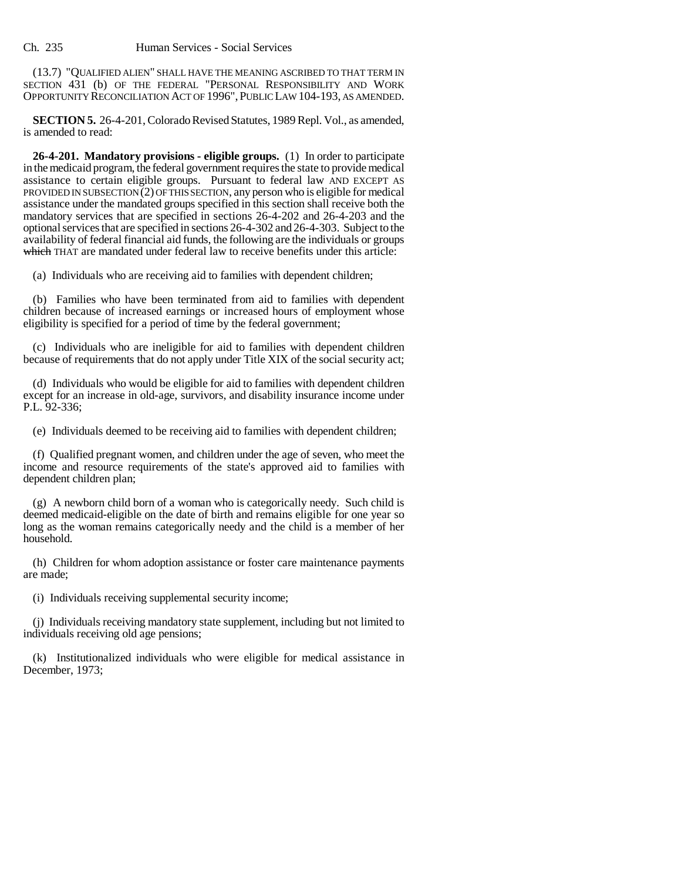(13.7) "QUALIFIED ALIEN" SHALL HAVE THE MEANING ASCRIBED TO THAT TERM IN SECTION 431 (b) OF THE FEDERAL "PERSONAL RESPONSIBILITY AND WORK OPPORTUNITY RECONCILIATION ACT OF 1996", PUBLIC LAW 104-193, AS AMENDED.

**SECTION 5.** 26-4-201, Colorado Revised Statutes, 1989 Repl. Vol., as amended, is amended to read:

**26-4-201. Mandatory provisions - eligible groups.** (1) In order to participate in the medicaid program, the federal government requires the state to provide medical assistance to certain eligible groups. Pursuant to federal law AND EXCEPT AS PROVIDED IN SUBSECTION (2) OF THIS SECTION, any person who is eligible for medical assistance under the mandated groups specified in this section shall receive both the mandatory services that are specified in sections 26-4-202 and 26-4-203 and the optional services that are specified in sections 26-4-302 and 26-4-303. Subject to the availability of federal financial aid funds, the following are the individuals or groups ~~which~~ THAT are mandated under federal law to receive benefits under this article:

(a) Individuals who are receiving aid to families with dependent children;

(b) Families who have been terminated from aid to families with dependent children because of increased earnings or increased hours of employment whose eligibility is specified for a period of time by the federal government;

(c) Individuals who are ineligible for aid to families with dependent children because of requirements that do not apply under Title XIX of the social security act;

(d) Individuals who would be eligible for aid to families with dependent children except for an increase in old-age, survivors, and disability insurance income under P.L. 92-336;

(e) Individuals deemed to be receiving aid to families with dependent children;

(f) Qualified pregnant women, and children under the age of seven, who meet the income and resource requirements of the state's approved aid to families with dependent children plan;

(g) A newborn child born of a woman who is categorically needy. Such child is deemed medicaid-eligible on the date of birth and remains eligible for one year so long as the woman remains categorically needy and the child is a member of her household.

(h) Children for whom adoption assistance or foster care maintenance payments are made;

(i) Individuals receiving supplemental security income;

(j) Individuals receiving mandatory state supplement, including but not limited to individuals receiving old age pensions;

(k) Institutionalized individuals who were eligible for medical assistance in December, 1973;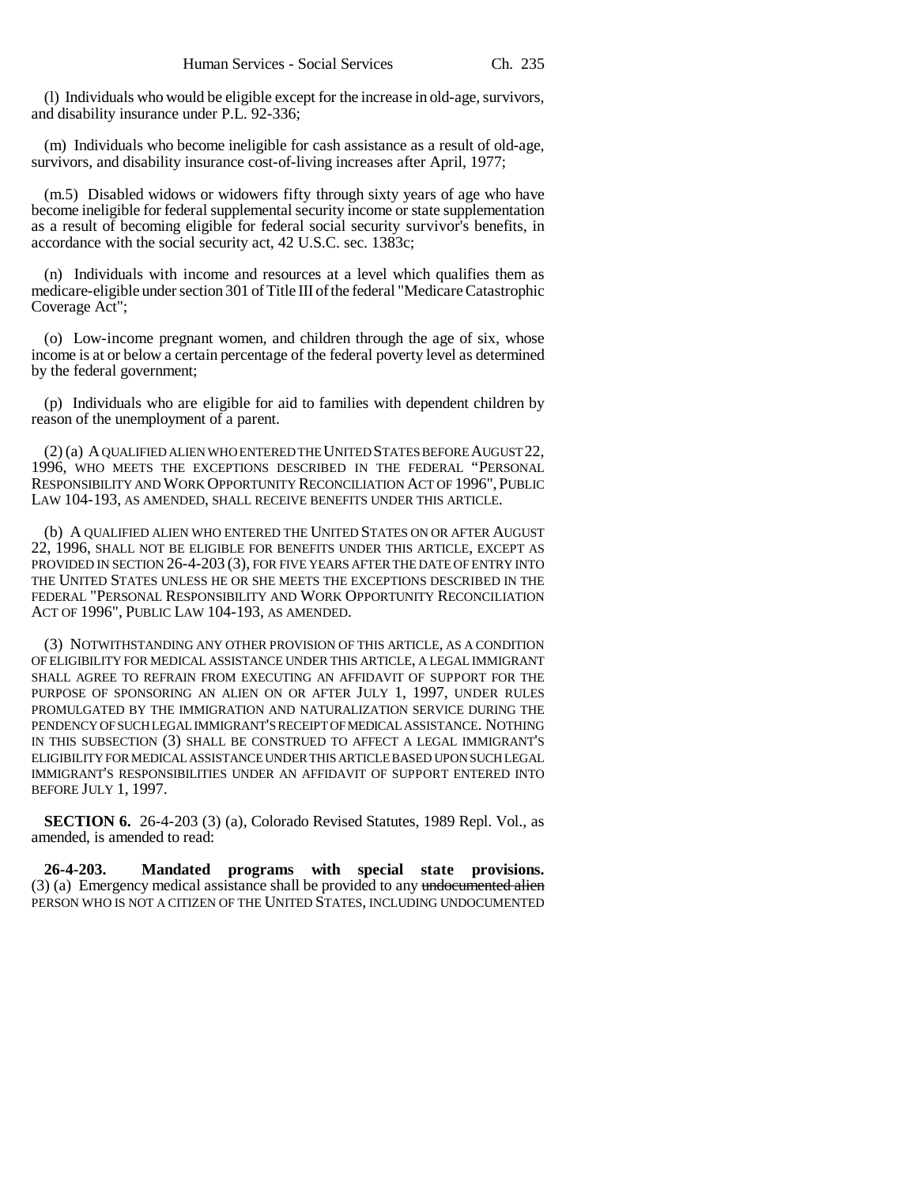(l) Individuals who would be eligible except for the increase in old-age, survivors, and disability insurance under P.L. 92-336;

(m) Individuals who become ineligible for cash assistance as a result of old-age, survivors, and disability insurance cost-of-living increases after April, 1977;

(m.5) Disabled widows or widowers fifty through sixty years of age who have become ineligible for federal supplemental security income or state supplementation as a result of becoming eligible for federal social security survivor's benefits, in accordance with the social security act, 42 U.S.C. sec. 1383c;

(n) Individuals with income and resources at a level which qualifies them as medicare-eligible under section 301 of Title III of the federal "Medicare Catastrophic Coverage Act";

(o) Low-income pregnant women, and children through the age of six, whose income is at or below a certain percentage of the federal poverty level as determined by the federal government;

(p) Individuals who are eligible for aid to families with dependent children by reason of the unemployment of a parent.

(2) (a) A QUALIFIED ALIEN WHO ENTERED THE UNITED STATES BEFORE AUGUST 22, 1996, WHO MEETS THE EXCEPTIONS DESCRIBED IN THE FEDERAL "PERSONAL RESPONSIBILITY AND WORK OPPORTUNITY RECONCILIATION ACT OF 1996", PUBLIC LAW 104-193, AS AMENDED, SHALL RECEIVE BENEFITS UNDER THIS ARTICLE.

(b) A QUALIFIED ALIEN WHO ENTERED THE UNITED STATES ON OR AFTER AUGUST 22, 1996, SHALL NOT BE ELIGIBLE FOR BENEFITS UNDER THIS ARTICLE, EXCEPT AS PROVIDED IN SECTION 26-4-203 (3), FOR FIVE YEARS AFTER THE DATE OF ENTRY INTO THE UNITED STATES UNLESS HE OR SHE MEETS THE EXCEPTIONS DESCRIBED IN THE FEDERAL "PERSONAL RESPONSIBILITY AND WORK OPPORTUNITY RECONCILIATION ACT OF 1996", PUBLIC LAW 104-193, AS AMENDED.

(3) NOTWITHSTANDING ANY OTHER PROVISION OF THIS ARTICLE, AS A CONDITION OF ELIGIBILITY FOR MEDICAL ASSISTANCE UNDER THIS ARTICLE, A LEGAL IMMIGRANT SHALL AGREE TO REFRAIN FROM EXECUTING AN AFFIDAVIT OF SUPPORT FOR THE PURPOSE OF SPONSORING AN ALIEN ON OR AFTER JULY 1, 1997, UNDER RULES PROMULGATED BY THE IMMIGRATION AND NATURALIZATION SERVICE DURING THE PENDENCY OF SUCH LEGAL IMMIGRANT'S RECEIPT OF MEDICAL ASSISTANCE. NOTHING IN THIS SUBSECTION (3) SHALL BE CONSTRUED TO AFFECT A LEGAL IMMIGRANT'S ELIGIBILITY FOR MEDICAL ASSISTANCE UNDER THIS ARTICLE BASED UPON SUCH LEGAL IMMIGRANT'S RESPONSIBILITIES UNDER AN AFFIDAVIT OF SUPPORT ENTERED INTO BEFORE JULY 1, 1997.

**SECTION 6.** 26-4-203 (3) (a), Colorado Revised Statutes, 1989 Repl. Vol., as amended, is amended to read:

**26-4-203. Mandated programs with special state provisions.** (3) (a) Emergency medical assistance shall be provided to any ~~undocumented alien~~ PERSON WHO IS NOT A CITIZEN OF THE UNITED STATES, INCLUDING UNDOCUMENTED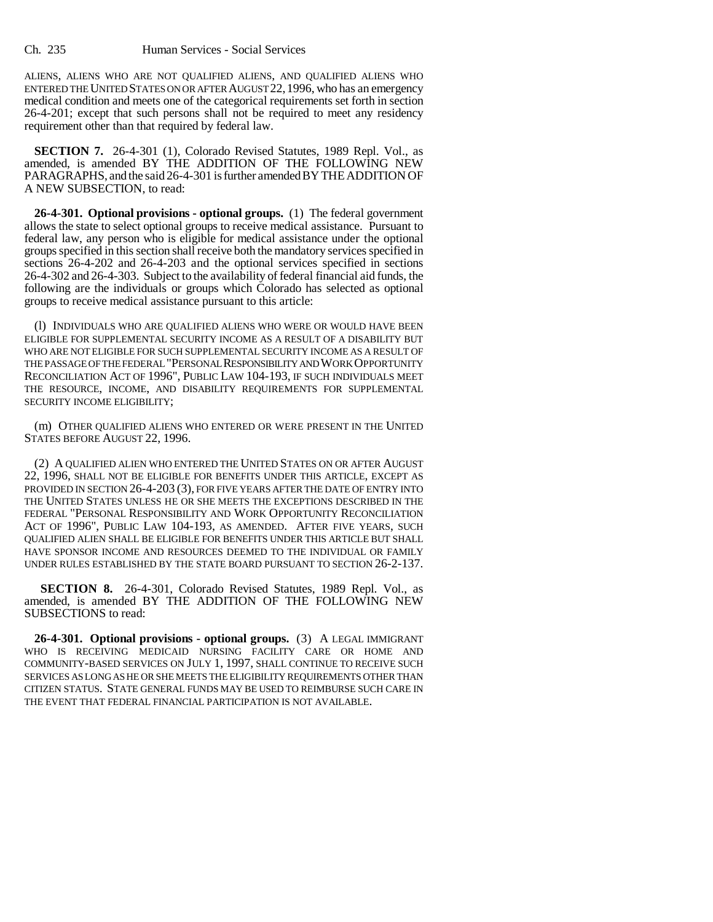ALIENS, ALIENS WHO ARE NOT QUALIFIED ALIENS, AND QUALIFIED ALIENS WHO ENTERED THE UNITED STATES ON OR AFTER AUGUST 22, 1996, who has an emergency medical condition and meets one of the categorical requirements set forth in section 26-4-201; except that such persons shall not be required to meet any residency requirement other than that required by federal law.

**SECTION 7.** 26-4-301 (1), Colorado Revised Statutes, 1989 Repl. Vol., as amended, is amended BY THE ADDITION OF THE FOLLOWING NEW PARAGRAPHS, and the said 26-4-301 is further amended BY THE ADDITION OF A NEW SUBSECTION, to read:

**26-4-301. Optional provisions - optional groups.** (1) The federal government allows the state to select optional groups to receive medical assistance. Pursuant to federal law, any person who is eligible for medical assistance under the optional groups specified in this section shall receive both the mandatory services specified in sections 26-4-202 and 26-4-203 and the optional services specified in sections 26-4-302 and 26-4-303. Subject to the availability of federal financial aid funds, the following are the individuals or groups which Colorado has selected as optional groups to receive medical assistance pursuant to this article:

(l) INDIVIDUALS WHO ARE QUALIFIED ALIENS WHO WERE OR WOULD HAVE BEEN ELIGIBLE FOR SUPPLEMENTAL SECURITY INCOME AS A RESULT OF A DISABILITY BUT WHO ARE NOT ELIGIBLE FOR SUCH SUPPLEMENTAL SECURITY INCOME AS A RESULT OF THE PASSAGE OF THE FEDERAL "PERSONAL RESPONSIBILITY AND WORK OPPORTUNITY RECONCILIATION ACT OF 1996", PUBLIC LAW 104-193, IF SUCH INDIVIDUALS MEET THE RESOURCE, INCOME, AND DISABILITY REQUIREMENTS FOR SUPPLEMENTAL SECURITY INCOME ELIGIBILITY;

(m) OTHER QUALIFIED ALIENS WHO ENTERED OR WERE PRESENT IN THE UNITED STATES BEFORE AUGUST 22, 1996.

(2) A QUALIFIED ALIEN WHO ENTERED THE UNITED STATES ON OR AFTER AUGUST 22, 1996, SHALL NOT BE ELIGIBLE FOR BENEFITS UNDER THIS ARTICLE, EXCEPT AS PROVIDED IN SECTION 26-4-203 (3), FOR FIVE YEARS AFTER THE DATE OF ENTRY INTO THE UNITED STATES UNLESS HE OR SHE MEETS THE EXCEPTIONS DESCRIBED IN THE FEDERAL "PERSONAL RESPONSIBILITY AND WORK OPPORTUNITY RECONCILIATION ACT OF 1996", PUBLIC LAW 104-193, AS AMENDED. AFTER FIVE YEARS, SUCH QUALIFIED ALIEN SHALL BE ELIGIBLE FOR BENEFITS UNDER THIS ARTICLE BUT SHALL HAVE SPONSOR INCOME AND RESOURCES DEEMED TO THE INDIVIDUAL OR FAMILY UNDER RULES ESTABLISHED BY THE STATE BOARD PURSUANT TO SECTION 26-2-137.

**SECTION 8.** 26-4-301, Colorado Revised Statutes, 1989 Repl. Vol., as amended, is amended BY THE ADDITION OF THE FOLLOWING NEW SUBSECTIONS to read:

**26-4-301. Optional provisions - optional groups.** (3) A LEGAL IMMIGRANT WHO IS RECEIVING MEDICAID NURSING FACILITY CARE OR HOME AND COMMUNITY-BASED SERVICES ON JULY 1, 1997, SHALL CONTINUE TO RECEIVE SUCH SERVICES AS LONG AS HE OR SHE MEETS THE ELIGIBILITY REQUIREMENTS OTHER THAN CITIZEN STATUS. STATE GENERAL FUNDS MAY BE USED TO REIMBURSE SUCH CARE IN THE EVENT THAT FEDERAL FINANCIAL PARTICIPATION IS NOT AVAILABLE.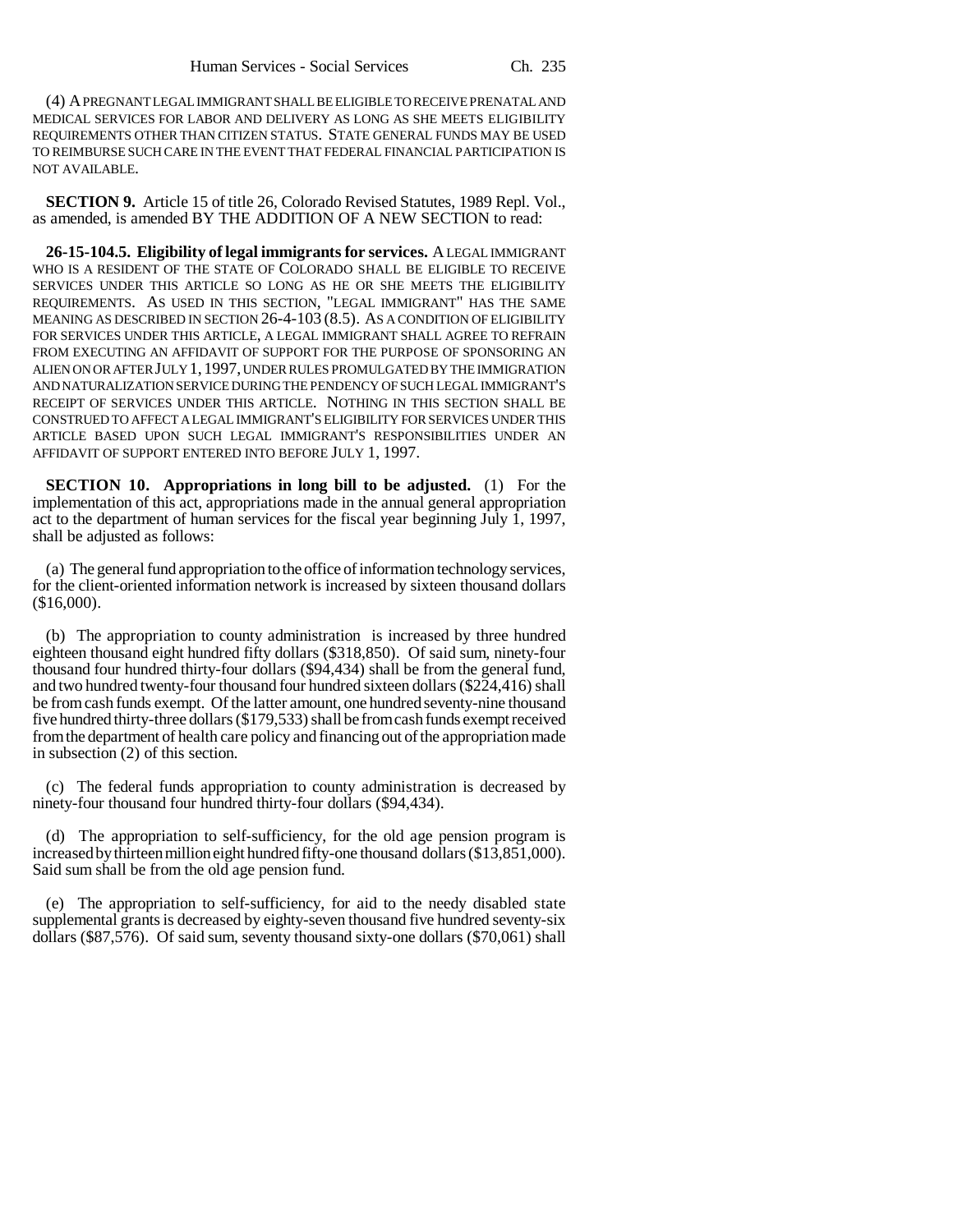(4) A PREGNANT LEGAL IMMIGRANT SHALL BE ELIGIBLE TO RECEIVE PRENATAL AND MEDICAL SERVICES FOR LABOR AND DELIVERY AS LONG AS SHE MEETS ELIGIBILITY REQUIREMENTS OTHER THAN CITIZEN STATUS. STATE GENERAL FUNDS MAY BE USED TO REIMBURSE SUCH CARE IN THE EVENT THAT FEDERAL FINANCIAL PARTICIPATION IS NOT AVAILABLE.

**SECTION 9.** Article 15 of title 26, Colorado Revised Statutes, 1989 Repl. Vol., as amended, is amended BY THE ADDITION OF A NEW SECTION to read:

**26-15-104.5. Eligibility of legal immigrants for services.** A LEGAL IMMIGRANT WHO IS A RESIDENT OF THE STATE OF COLORADO SHALL BE ELIGIBLE TO RECEIVE SERVICES UNDER THIS ARTICLE SO LONG AS HE OR SHE MEETS THE ELIGIBILITY REQUIREMENTS. AS USED IN THIS SECTION, "LEGAL IMMIGRANT" HAS THE SAME MEANING AS DESCRIBED IN SECTION 26-4-103 (8.5). AS A CONDITION OF ELIGIBILITY FOR SERVICES UNDER THIS ARTICLE, A LEGAL IMMIGRANT SHALL AGREE TO REFRAIN FROM EXECUTING AN AFFIDAVIT OF SUPPORT FOR THE PURPOSE OF SPONSORING AN ALIEN ON OR AFTER JULY 1, 1997, UNDER RULES PROMULGATED BY THE IMMIGRATION AND NATURALIZATION SERVICE DURING THE PENDENCY OF SUCH LEGAL IMMIGRANT'S RECEIPT OF SERVICES UNDER THIS ARTICLE. NOTHING IN THIS SECTION SHALL BE CONSTRUED TO AFFECT A LEGAL IMMIGRANT'S ELIGIBILITY FOR SERVICES UNDER THIS ARTICLE BASED UPON SUCH LEGAL IMMIGRANT'S RESPONSIBILITIES UNDER AN AFFIDAVIT OF SUPPORT ENTERED INTO BEFORE JULY 1, 1997.

**SECTION 10. Appropriations in long bill to be adjusted.** (1) For the implementation of this act, appropriations made in the annual general appropriation act to the department of human services for the fiscal year beginning July 1, 1997, shall be adjusted as follows:

(a) The general fund appropriation to the office of information technology services, for the client-oriented information network is increased by sixteen thousand dollars ($16,000).

(b) The appropriation to county administration is increased by three hundred eighteen thousand eight hundred fifty dollars ($318,850). Of said sum, ninety-four thousand four hundred thirty-four dollars ($94,434) shall be from the general fund, and two hundred twenty-four thousand four hundred sixteen dollars ($224,416) shall be from cash funds exempt. Of the latter amount, one hundred seventy-nine thousand five hundred thirty-three dollars ($179,533) shall be from cash funds exempt received from the department of health care policy and financing out of the appropriation made in subsection (2) of this section.

(c) The federal funds appropriation to county administration is decreased by ninety-four thousand four hundred thirty-four dollars ($94,434).

(d) The appropriation to self-sufficiency, for the old age pension program is increased by thirteen million eight hundred fifty-one thousand dollars ($13,851,000). Said sum shall be from the old age pension fund.

(e) The appropriation to self-sufficiency, for aid to the needy disabled state supplemental grants is decreased by eighty-seven thousand five hundred seventy-six dollars ($87,576). Of said sum, seventy thousand sixty-one dollars ($70,061) shall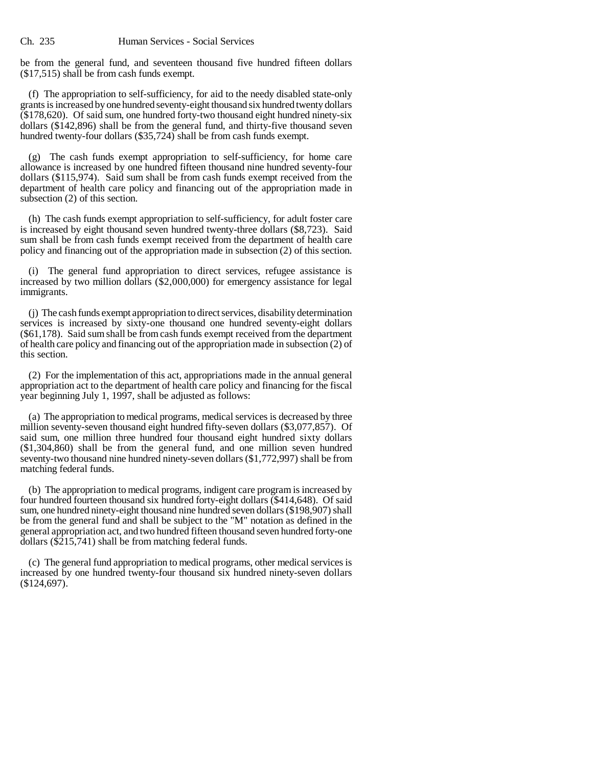be from the general fund, and seventeen thousand five hundred fifteen dollars ($17,515) shall be from cash funds exempt.

(f) The appropriation to self-sufficiency, for aid to the needy disabled state-only grants is increased by one hundred seventy-eight thousand six hundred twenty dollars ($178,620). Of said sum, one hundred forty-two thousand eight hundred ninety-six dollars ($142,896) shall be from the general fund, and thirty-five thousand seven hundred twenty-four dollars ($35,724) shall be from cash funds exempt.

(g) The cash funds exempt appropriation to self-sufficiency, for home care allowance is increased by one hundred fifteen thousand nine hundred seventy-four dollars ($115,974). Said sum shall be from cash funds exempt received from the department of health care policy and financing out of the appropriation made in subsection (2) of this section.

(h) The cash funds exempt appropriation to self-sufficiency, for adult foster care is increased by eight thousand seven hundred twenty-three dollars ($8,723). Said sum shall be from cash funds exempt received from the department of health care policy and financing out of the appropriation made in subsection (2) of this section.

(i) The general fund appropriation to direct services, refugee assistance is increased by two million dollars ($2,000,000) for emergency assistance for legal immigrants.

(j) The cash funds exempt appropriation to direct services, disability determination services is increased by sixty-one thousand one hundred seventy-eight dollars ($61,178). Said sum shall be from cash funds exempt received from the department of health care policy and financing out of the appropriation made in subsection (2) of this section.

(2) For the implementation of this act, appropriations made in the annual general appropriation act to the department of health care policy and financing for the fiscal year beginning July 1, 1997, shall be adjusted as follows:

(a) The appropriation to medical programs, medical services is decreased by three million seventy-seven thousand eight hundred fifty-seven dollars ($3,077,857). Of said sum, one million three hundred four thousand eight hundred sixty dollars ($1,304,860) shall be from the general fund, and one million seven hundred seventy-two thousand nine hundred ninety-seven dollars ($1,772,997) shall be from matching federal funds.

(b) The appropriation to medical programs, indigent care program is increased by four hundred fourteen thousand six hundred forty-eight dollars ($414,648). Of said sum, one hundred ninety-eight thousand nine hundred seven dollars ($198,907) shall be from the general fund and shall be subject to the "M" notation as defined in the general appropriation act, and two hundred fifteen thousand seven hundred forty-one dollars ($215,741) shall be from matching federal funds.

(c) The general fund appropriation to medical programs, other medical services is increased by one hundred twenty-four thousand six hundred ninety-seven dollars ($124,697).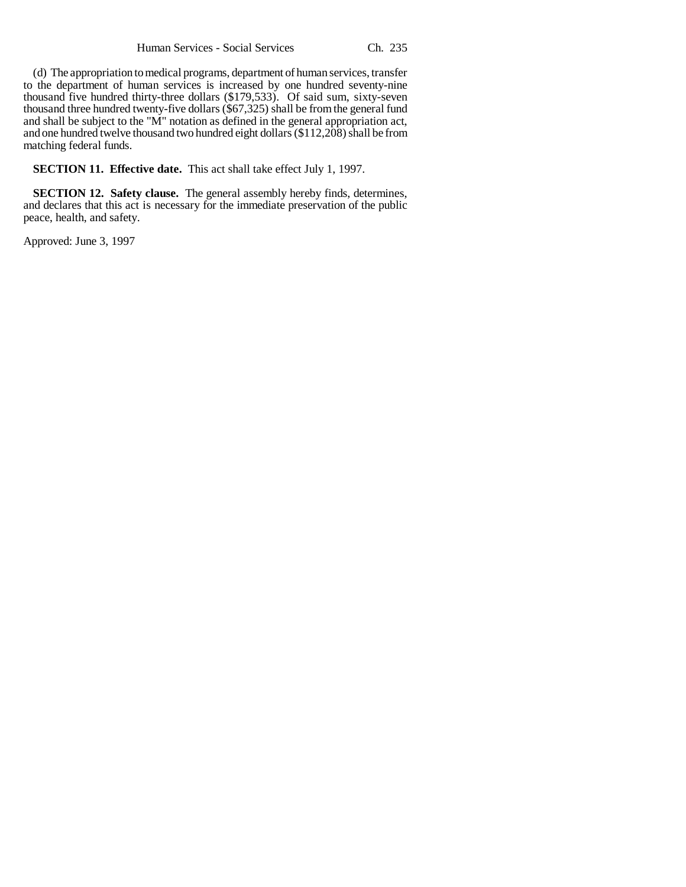(d) The appropriation to medical programs, department of human services, transfer to the department of human services is increased by one hundred seventy-nine thousand five hundred thirty-three dollars ($179,533). Of said sum, sixty-seven thousand three hundred twenty-five dollars ($67,325) shall be from the general fund and shall be subject to the "M" notation as defined in the general appropriation act, and one hundred twelve thousand two hundred eight dollars ($112,208) shall be from matching federal funds.

**SECTION 11. Effective date.** This act shall take effect July 1, 1997.

**SECTION 12. Safety clause.** The general assembly hereby finds, determines, and declares that this act is necessary for the immediate preservation of the public peace, health, and safety.

Approved: June 3, 1997